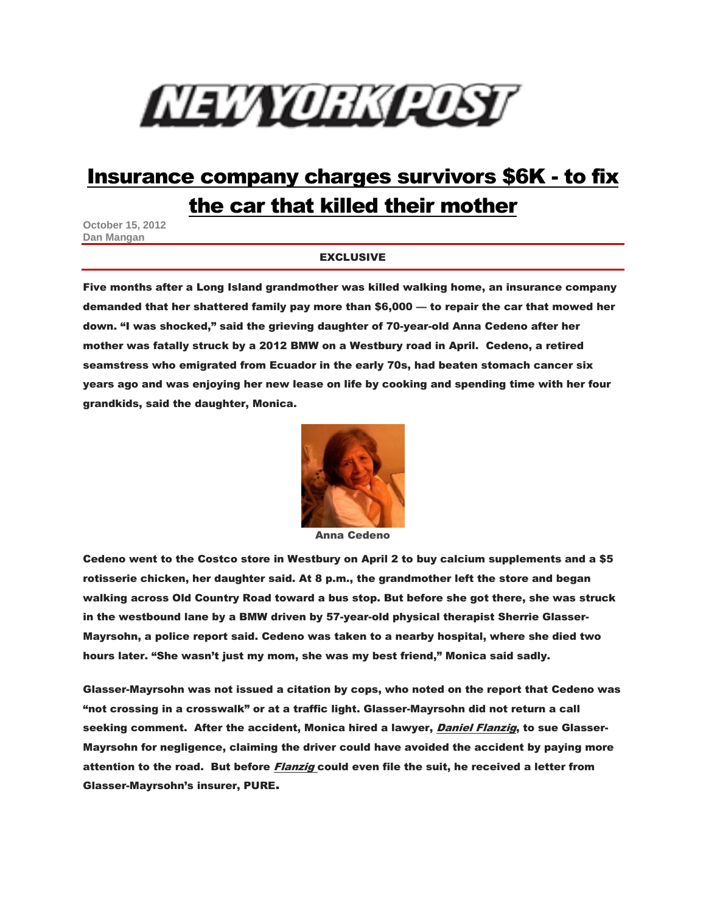NEW YORK POST

# Insurance company charges survivors $6K - to fix the car that killed their mother

October 15, 2012
Dan Mangan

EXCLUSIVE

**Five months after a Long Island grandmother was killed walking home, an insurance company demanded that her shattered family pay more than $6,000 — to repair the car that mowed her down. "I was shocked," said the grieving daughter of 70-year-old Anna Cedeno after her mother was fatally struck by a 2012 BMW on a Westbury road in April. Cedeno, a retired seamstress who emigrated from Ecuador in the early 70s, had beaten stomach cancer six years ago and was enjoying her new lease on life by cooking and spending time with her four grandkids, said the daughter, Monica.**

Anna Cedeno

Cedeno went to the Costco store in Westbury on April 2 to buy calcium supplements and a $5 rotisserie chicken, her daughter said. At 8 p.m., the grandmother left the store and began walking across Old Country Road toward a bus stop. But before she got there, she was struck in the westbound lane by a BMW driven by 57-year-old physical therapist Sherrie Glasser-Mayrsohn, a police report said. Cedeno was taken to a nearby hospital, where she died two hours later. "She wasn't just my mom, she was my best friend," Monica said sadly.

Glasser-Mayrsohn was not issued a citation by cops, who noted on the report that Cedeno was "not crossing in a crosswalk" or at a traffic light. Glasser-Mayrsohn did not return a call seeking comment. After the accident, Monica hired a lawyer, *Daniel Flanzig*, to sue Glasser-Mayrsohn for negligence, claiming the driver could have avoided the accident by paying more attention to the road. But before *Flanzig* could even file the suit, he received a letter from Glasser-Mayrsohn's insurer, PURE.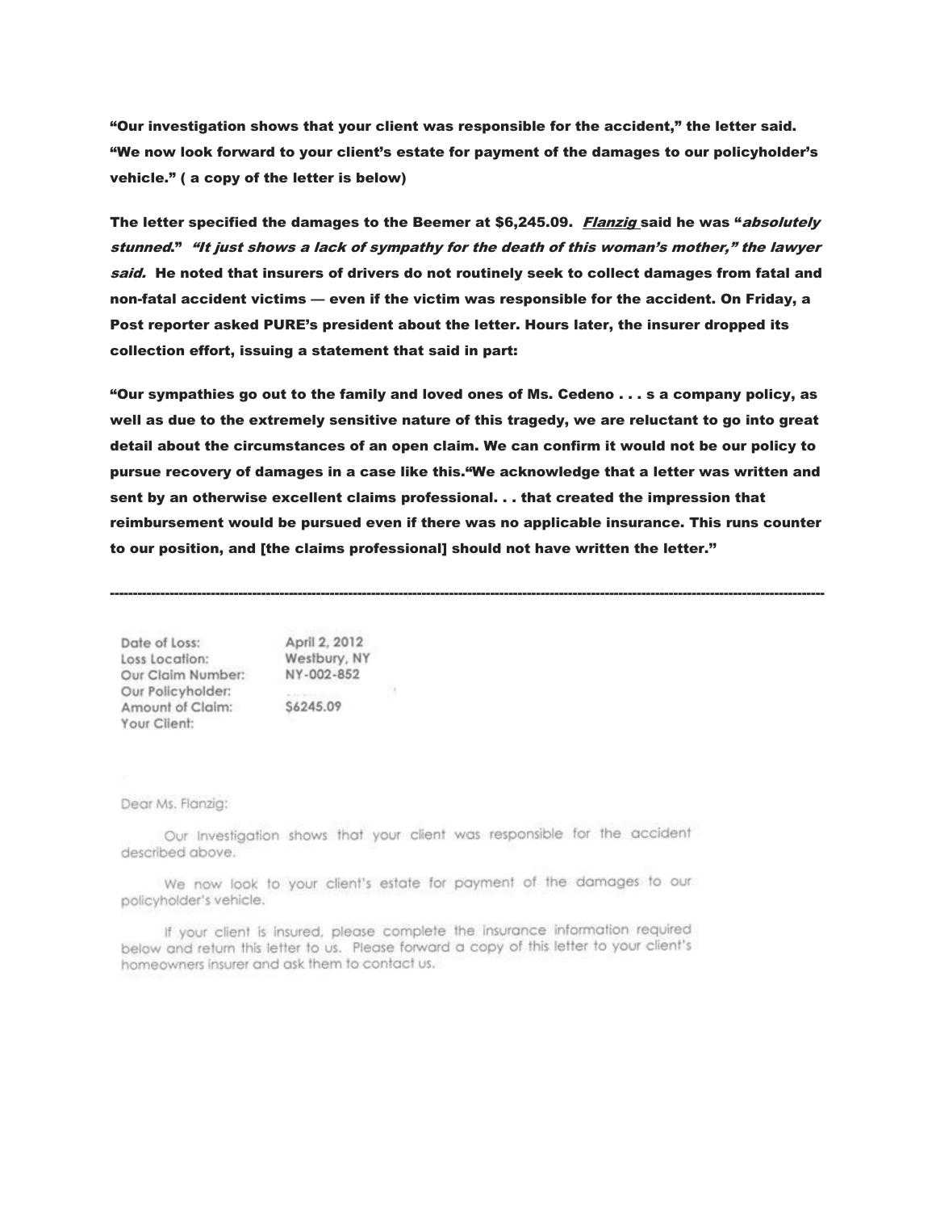**"Our investigation shows that your client was responsible for the accident," the letter said. "We now look forward to your client's estate for payment of the damages to our policyholder's vehicle." ( a copy of the letter is below)**

**The letter specified the damages to the Beemer at $6,245.09. *Flanzig* said he was "*absolutely stunned.*" *"It just shows a lack of sympathy for the death of this woman's mother," the lawyer said.* He noted that insurers of drivers do not routinely seek to collect damages from fatal and non-fatal accident victims — even if the victim was responsible for the accident. On Friday, a Post reporter asked PURE's president about the letter. Hours later, the insurer dropped its collection effort, issuing a statement that said in part:**

**"Our sympathies go out to the family and loved ones of Ms. Cedeno . . . s a company policy, as well as due to the extremely sensitive nature of this tragedy, we are reluctant to go into great detail about the circumstances of an open claim. We can confirm it would not be our policy to pursue recovery of damages in a case like this."We acknowledge that a letter was written and sent by an otherwise excellent claims professional. . . that created the impression that reimbursement would be pursued even if there was no applicable insurance. This runs counter to our position, and [the claims professional] should not have written the letter."**

---

| | |
|---|---|
| Date of Loss: | April 2, 2012 |
| Loss Location: | Westbury, NY |
| Our Claim Number: | NY-002-852 |
| Our Policyholder: | |
| Amount of Claim: | $6245.09 |
| Your Client: | |

Dear Ms. Flanzig:

Our Investigation shows that your client was responsible for the accident described above.

We now look to your client's estate for payment of the damages to our policyholder's vehicle.

If your client is insured, please complete the insurance information required below and return this letter to us. Please forward a copy of this letter to your client's homeowners insurer and ask them to contact us.